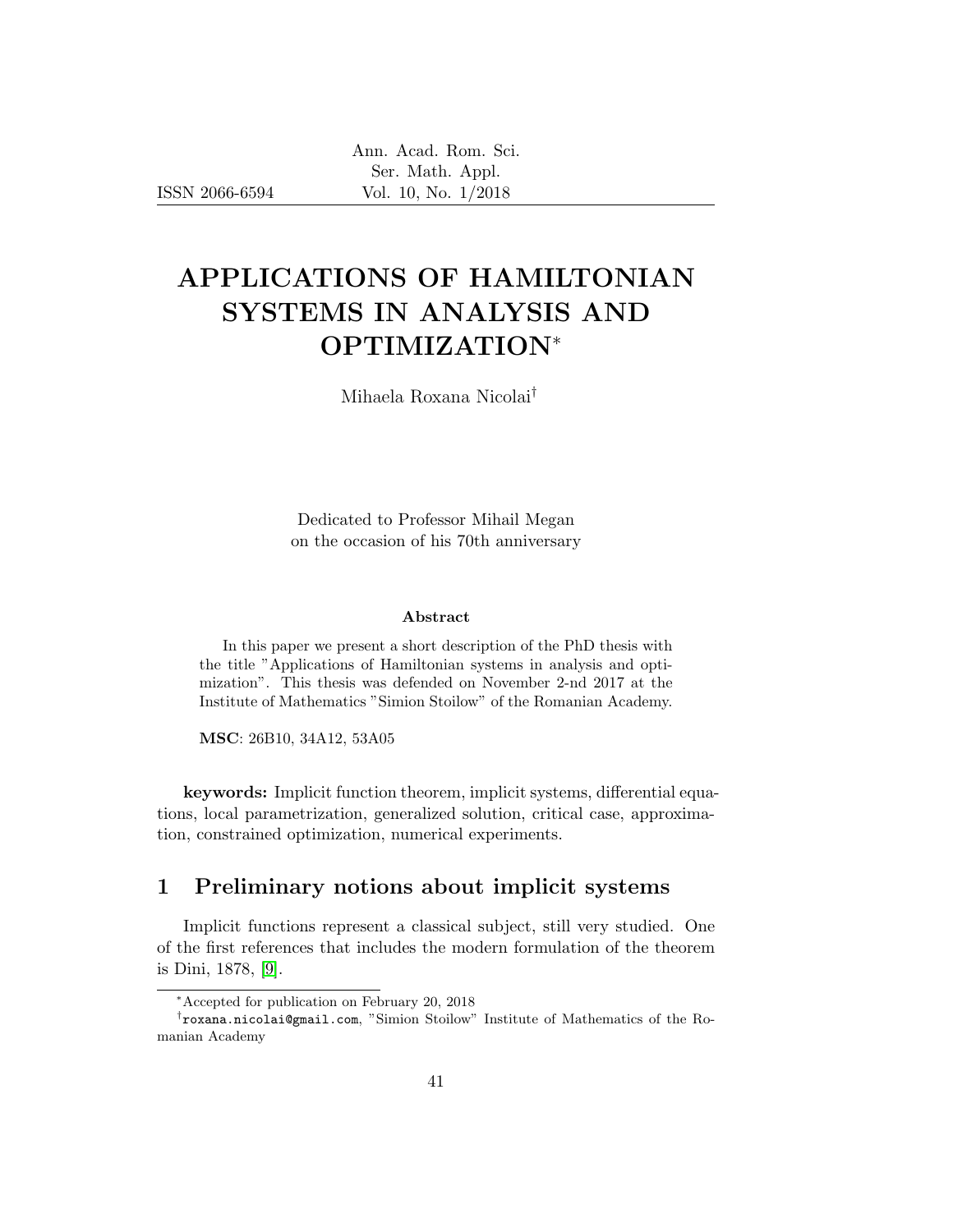# APPLICATIONS OF HAMILTONIAN SYSTEMS IN ANALYSIS AND OPTIMIZATION*

Mihaela Roxana Nicolai†

Dedicated to Professor Mihail Megan
on the occasion of his 70th anniversary

**Abstract**

In this paper we present a short description of the PhD thesis with the title "Applications of Hamiltonian systems in analysis and optimization". This thesis was defended on November 2-nd 2017 at the Institute of Mathematics "Simion Stoilow" of the Romanian Academy.

**MSC**: 26B10, 34A12, 53A05

**keywords:** Implicit function theorem, implicit systems, differential equations, local parametrization, generalized solution, critical case, approximation, constrained optimization, numerical experiments.

## 1 Preliminary notions about implicit systems

Implicit functions represent a classical subject, still very studied. One of the first references that includes the modern formulation of the theorem is Dini, 1878, [9].

---

*Accepted for publication on February 20, 2018

†roxana.nicolai@gmail.com, "Simion Stoilow" Institute of Mathematics of the Romanian Academy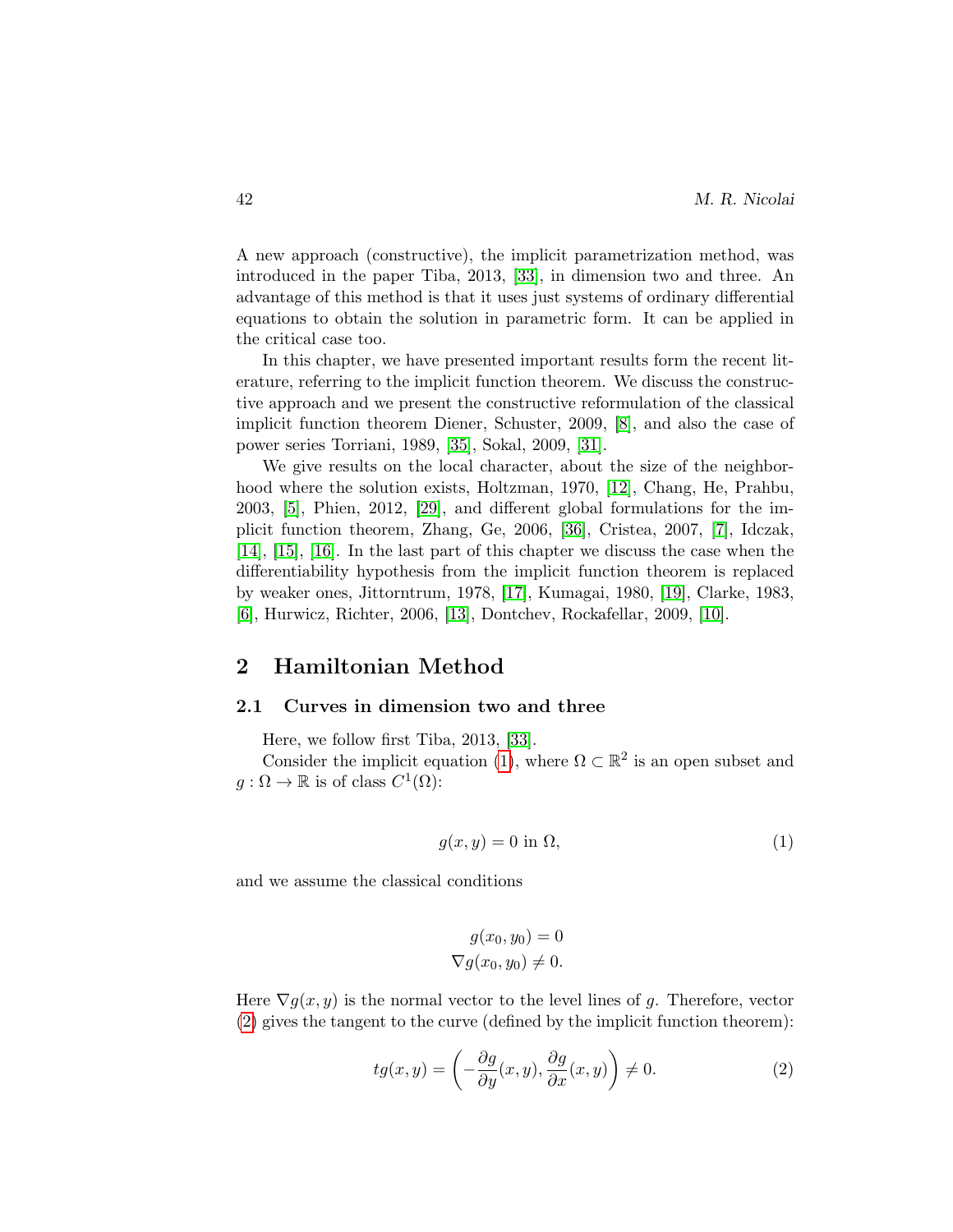A new approach (constructive), the implicit parametrization method, was introduced in the paper Tiba, 2013, [33], in dimension two and three. An advantage of this method is that it uses just systems of ordinary differential equations to obtain the solution in parametric form. It can be applied in the critical case too.

In this chapter, we have presented important results form the recent literature, referring to the implicit function theorem. We discuss the constructive approach and we present the constructive reformulation of the classical implicit function theorem Diener, Schuster, 2009, [8], and also the case of power series Torriani, 1989, [35], Sokal, 2009, [31].

We give results on the local character, about the size of the neighborhood where the solution exists, Holtzman, 1970, [12], Chang, He, Prahbu, 2003, [5], Phien, 2012, [29], and different global formulations for the implicit function theorem, Zhang, Ge, 2006, [36], Cristea, 2007, [7], Idczak, [14], [15], [16]. In the last part of this chapter we discuss the case when the differentiability hypothesis from the implicit function theorem is replaced by weaker ones, Jittorntrum, 1978, [17], Kumagai, 1980, [19], Clarke, 1983, [6], Hurwicz, Richter, 2006, [13], Dontchev, Rockafellar, 2009, [10].

## 2 Hamiltonian Method

### 2.1 Curves in dimension two and three

Here, we follow first Tiba, 2013, [33].

Consider the implicit equation (1), where $\Omega \subset \mathbb{R}^2$ is an open subset and $g : \Omega \to \mathbb{R}$ is of class $C^1(\Omega)$:

$$g(x, y) = 0 \text{ in } \Omega, \tag{1}$$

and we assume the classical conditions

$$\begin{aligned} g(x_0, y_0) &= 0 \\ \nabla g(x_0, y_0) &\neq 0. \end{aligned}$$

Here $\nabla g(x, y)$ is the normal vector to the level lines of $g$. Therefore, vector (2) gives the tangent to the curve (defined by the implicit function theorem):

$$tg(x, y) = \left( -\frac{\partial g}{\partial y}(x, y), \frac{\partial g}{\partial x}(x, y) \right) \neq 0. \tag{2}$$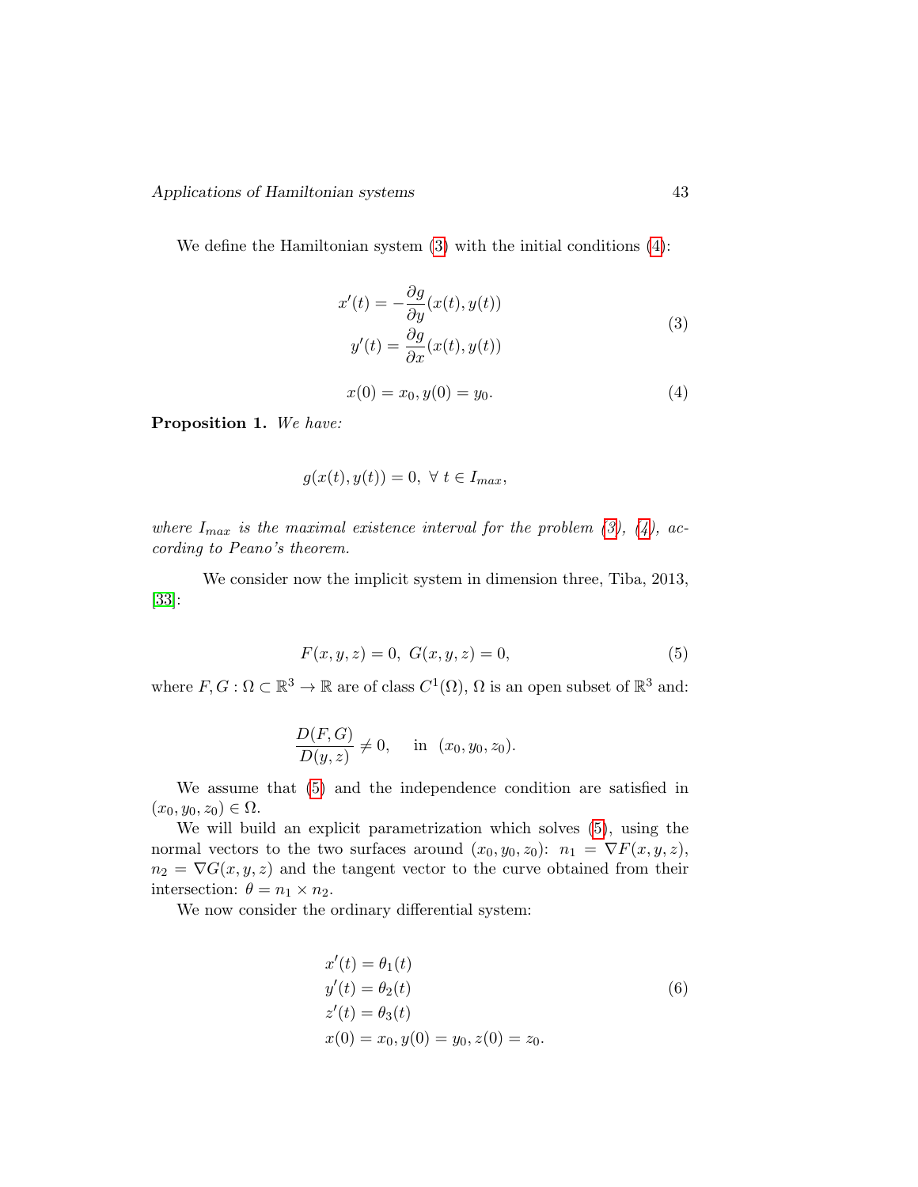We define the Hamiltonian system (3) with the initial conditions (4):

$$
\begin{aligned}
x'(t) &= -\frac{\partial g}{\partial y}(x(t), y(t)) \\
y'(t) &= \frac{\partial g}{\partial x}(x(t), y(t))
\end{aligned}
\tag{3}
$$

$$
x(0) = x_0, y(0) = y_0. \tag{4}
$$

**Proposition 1.** *We have:*

$$
g(x(t), y(t)) = 0, \ \forall \ t \in I_{max},
$$

*where $I_{max}$ is the maximal existence interval for the problem (3), (4), according to Peano's theorem.*

We consider now the implicit system in dimension three, Tiba, 2013, [33]:

$$
F(x, y, z) = 0, \ G(x, y, z) = 0, \tag{5}
$$

where $F, G : \Omega \subset \mathbb{R}^3 \to \mathbb{R}$ are of class $C^1(\Omega)$, $\Omega$ is an open subset of $\mathbb{R}^3$ and:

$$
\frac{D(F,G)}{D(y,z)} \neq 0, \quad \text{in} \ \ (x_0, y_0, z_0).
$$

We assume that (5) and the independence condition are satisfied in $(x_0, y_0, z_0) \in \Omega$.

We will build an explicit parametrization which solves (5), using the normal vectors to the two surfaces around $(x_0, y_0, z_0)$: $n_1 = \nabla F(x, y, z)$, $n_2 = \nabla G(x, y, z)$ and the tangent vector to the curve obtained from their intersection: $\theta = n_1 \times n_2$.

We now consider the ordinary differential system:

$$
\begin{aligned}
&x'(t) = \theta_1(t) \\
&y'(t) = \theta_2(t) \\
&z'(t) = \theta_3(t) \\
&x(0) = x_0, y(0) = y_0, z(0) = z_0.
\end{aligned}
\tag{6}
$$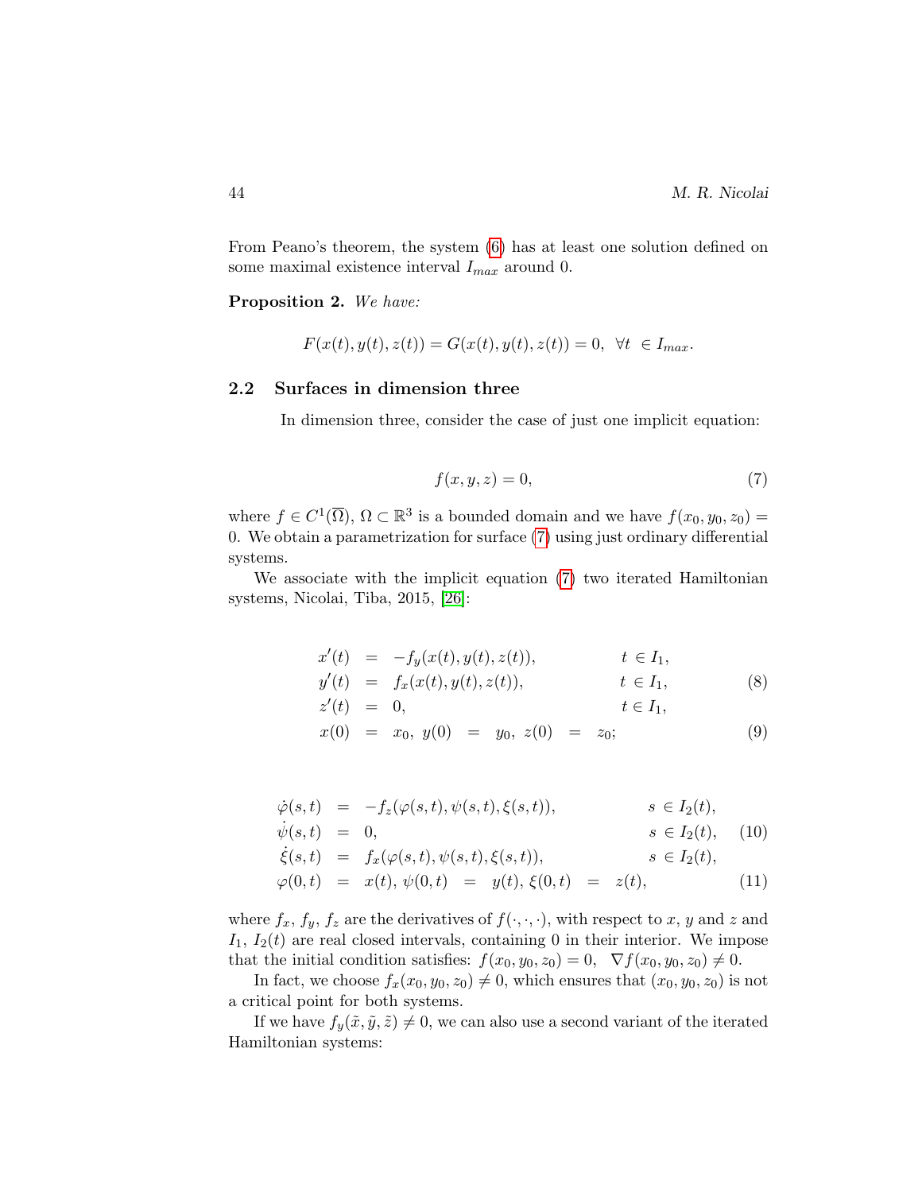From Peano's theorem, the system (6) has at least one solution defined on some maximal existence interval $I_{max}$ around 0.

**Proposition 2.** *We have:*

$$F(x(t), y(t), z(t)) = G(x(t), y(t), z(t)) = 0, \ \ \forall t \ \in I_{max}.$$

### 2.2 Surfaces in dimension three

In dimension three, consider the case of just one implicit equation:

$$f(x, y, z) = 0, \tag{7}$$

where $f \in C^1(\overline{\Omega})$, $\Omega \subset \mathbb{R}^3$ is a bounded domain and we have $f(x_0, y_0, z_0) = 0$. We obtain a parametrization for surface (7) using just ordinary differential systems.

We associate with the implicit equation (7) two iterated Hamiltonian systems, Nicolai, Tiba, 2015, [26]:

$$
\begin{aligned}
x'(t) &= -f_y(x(t), y(t), z(t)), & t \in I_1,\\
y'(t) &= f_x(x(t), y(t), z(t)), & t \in I_1, \qquad (8)\\
z'(t) &= 0, & t \in I_1,\\
x(0) &= x_0, \ y(0) = y_0, \ z(0) = z_0; & \qquad (9)
\end{aligned}
$$

$$
\begin{aligned}
\dot{\varphi}(s,t) &= -f_z(\varphi(s,t), \psi(s,t), \xi(s,t)), & s \in I_2(t),\\
\dot{\psi}(s,t) &= 0, & s \in I_2(t), \qquad (10)\\
\dot{\xi}(s,t) &= f_x(\varphi(s,t), \psi(s,t), \xi(s,t)), & s \in I_2(t),\\
\varphi(0,t) &= x(t), \ \psi(0,t) = y(t), \ \xi(0,t) = z(t), & \qquad (11)
\end{aligned}
$$

where $f_x$, $f_y$, $f_z$ are the derivatives of $f(\cdot,\cdot,\cdot)$, with respect to $x$, $y$ and $z$ and $I_1$, $I_2(t)$ are real closed intervals, containing 0 in their interior. We impose that the initial condition satisfies: $f(x_0, y_0, z_0) = 0, \ \ \nabla f(x_0, y_0, z_0) \neq 0$.

In fact, we choose $f_x(x_0, y_0, z_0) \neq 0$, which ensures that $(x_0, y_0, z_0)$ is not a critical point for both systems.

If we have $f_y(\tilde{x}, \tilde{y}, \tilde{z}) \neq 0$, we can also use a second variant of the iterated Hamiltonian systems: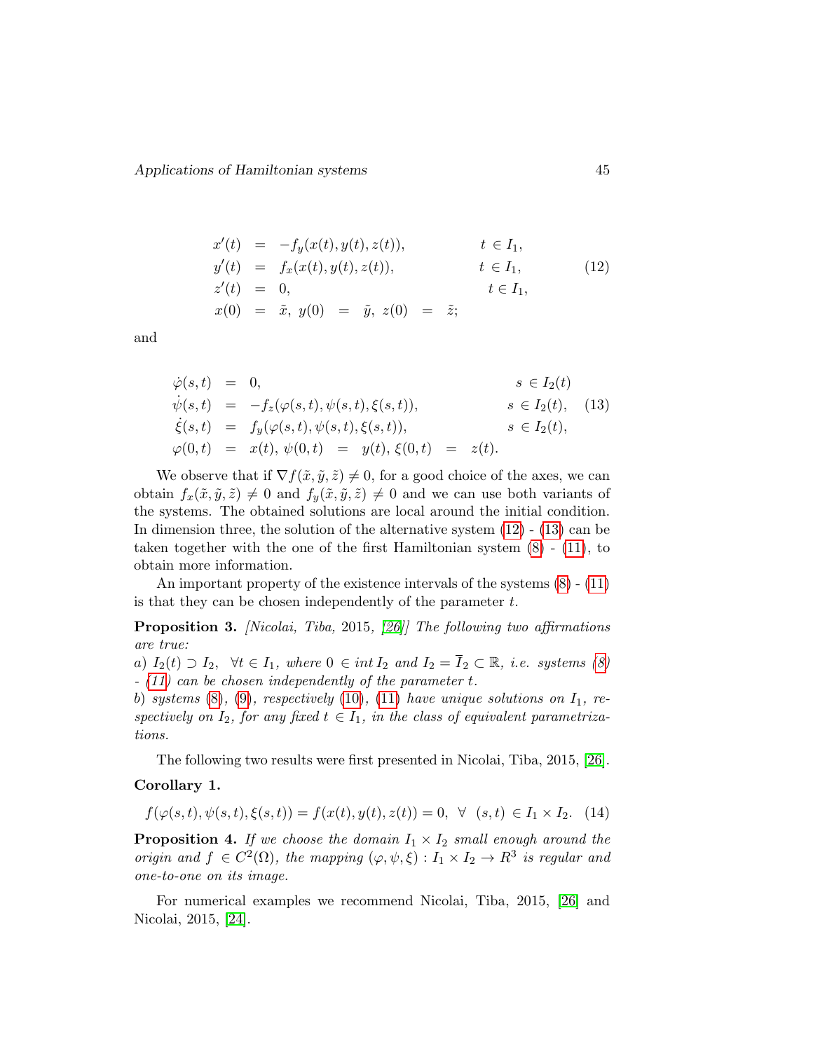$$
\begin{aligned}
x'(t) &= -f_y(x(t), y(t), z(t)), & t \in I_1, \\
y'(t) &= f_x(x(t), y(t), z(t)), & t \in I_1, \\
z'(t) &= 0, & t \in I_1, \\
x(0) &= \tilde{x},\ y(0) = \tilde{y},\ z(0) = \tilde{z};
\end{aligned} \tag{12}
$$

and

$$
\begin{aligned}
\dot{\varphi}(s,t) &= 0, & s \in I_2(t) \\
\dot{\psi}(s,t) &= -f_z(\varphi(s,t), \psi(s,t), \xi(s,t)), & s \in I_2(t), \\
\dot{\xi}(s,t) &= f_y(\varphi(s,t), \psi(s,t), \xi(s,t)), & s \in I_2(t), \\
\varphi(0,t) &= x(t),\ \psi(0,t) = y(t),\ \xi(0,t) = z(t).
\end{aligned} \tag{13}
$$

We observe that if $\nabla f(\tilde{x}, \tilde{y}, \tilde{z}) \neq 0$, for a good choice of the axes, we can obtain $f_x(\tilde{x}, \tilde{y}, \tilde{z}) \neq 0$ and $f_y(\tilde{x}, \tilde{y}, \tilde{z}) \neq 0$ and we can use both variants of the systems. The obtained solutions are local around the initial condition. In dimension three, the solution of the alternative system (12) - (13) can be taken together with the one of the first Hamiltonian system (8) - (11), to obtain more information.

An important property of the existence intervals of the systems (8) - (11) is that they can be chosen independently of the parameter $t$.

**Proposition 3.** *[Nicolai, Tiba, 2015, [26]] The following two affirmations are true:*
*a) $I_2(t) \supset I_2, \ \ \forall t \in I_1$, where $0 \in int\, I_2$ and $I_2 = \overline{I}_2 \subset \mathbb{R}$, i.e. systems (8) - (11) can be chosen independently of the parameter $t$.*
*b) systems (8), (9), respectively (10), (11) have unique solutions on $I_1$, respectively on $I_2$, for any fixed $t \in I_1$, in the class of equivalent parametrizations.*

The following two results were first presented in Nicolai, Tiba, 2015, [26].

**Corollary 1.**

$$
f(\varphi(s,t), \psi(s,t), \xi(s,t)) = f(x(t), y(t), z(t)) = 0, \ \ \forall \ \ (s,t) \in I_1 \times I_2. \tag{14}
$$

**Proposition 4.** *If we choose the domain $I_1 \times I_2$ small enough around the origin and $f \in C^2(\Omega)$, the mapping $(\varphi, \psi, \xi) : I_1 \times I_2 \to R^3$ is regular and one-to-one on its image.*

For numerical examples we recommend Nicolai, Tiba, 2015, [26] and Nicolai, 2015, [24].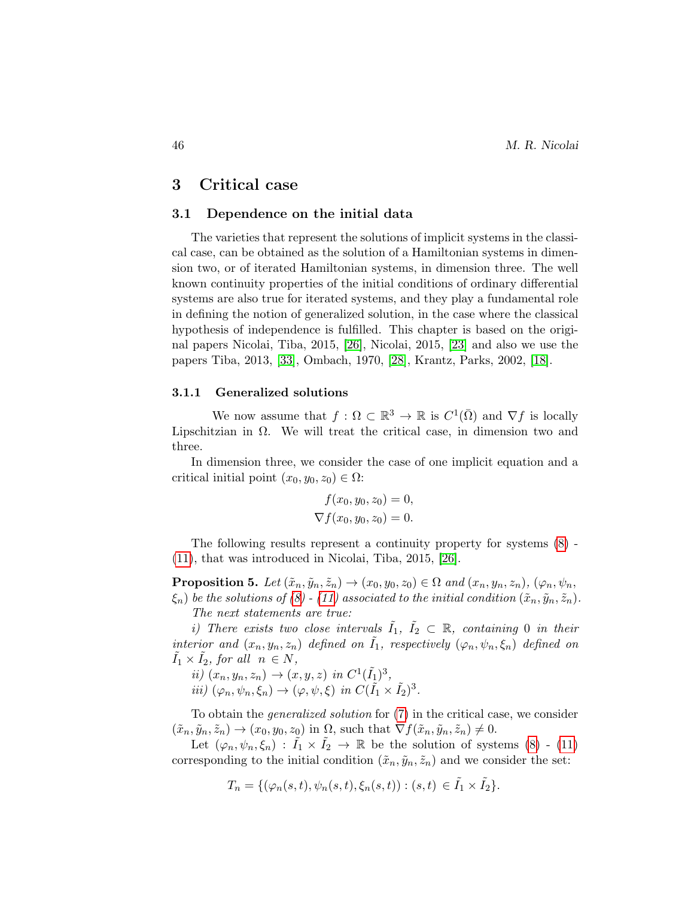## 3 Critical case

### 3.1 Dependence on the initial data

The varieties that represent the solutions of implicit systems in the classical case, can be obtained as the solution of a Hamiltonian systems in dimension two, or of iterated Hamiltonian systems, in dimension three. The well known continuity properties of the initial conditions of ordinary differential systems are also true for iterated systems, and they play a fundamental role in defining the notion of generalized solution, in the case where the classical hypothesis of independence is fulfilled. This chapter is based on the original papers Nicolai, Tiba, 2015, [26], Nicolai, 2015, [23] and also we use the papers Tiba, 2013, [33], Ombach, 1970, [28], Krantz, Parks, 2002, [18].

#### 3.1.1 Generalized solutions

We now assume that $f : \Omega \subset \mathbb{R}^3 \to \mathbb{R}$ is $C^1(\bar{\Omega})$ and $\nabla f$ is locally Lipschitzian in $\Omega$. We will treat the critical case, in dimension two and three.

In dimension three, we consider the case of one implicit equation and a critical initial point $(x_0, y_0, z_0) \in \Omega$:

$$f(x_0, y_0, z_0) = 0,$$
$$\nabla f(x_0, y_0, z_0) = 0.$$

The following results represent a continuity property for systems (8) - (11), that was introduced in Nicolai, Tiba, 2015, [26].

**Proposition 5.** *Let $(\tilde{x}_n, \tilde{y}_n, \tilde{z}_n) \to (x_0, y_0, z_0) \in \Omega$ and $(x_n, y_n, z_n)$, $(\varphi_n, \psi_n, \xi_n)$ be the solutions of (8) - (11) associated to the initial condition $(\tilde{x}_n, \tilde{y}_n, \tilde{z}_n)$.*

*The next statements are true:*

*i) There exists two close intervals $\tilde{I}_1$, $\tilde{I}_2 \subset \mathbb{R}$, containing 0 in their interior and $(x_n, y_n, z_n)$ defined on $\tilde{I}_1$, respectively $(\varphi_n, \psi_n, \xi_n)$ defined on $\tilde{I}_1 \times \tilde{I}_2$, for all $n \in N$,*

*ii) $(x_n, y_n, z_n) \to (x, y, z)$ in $C^1(\tilde{I}_1)^3$,*

*iii) $(\varphi_n, \psi_n, \xi_n) \to (\varphi, \psi, \xi)$ in $C(\tilde{I}_1 \times \tilde{I}_2)^3$.*

To obtain the *generalized solution* for (7) in the critical case, we consider $(\tilde{x}_n, \tilde{y}_n, \tilde{z}_n) \to (x_0, y_0, z_0)$ in $\Omega$, such that $\nabla f(\tilde{x}_n, \tilde{y}_n, \tilde{z}_n) \neq 0$.

Let $(\varphi_n, \psi_n, \xi_n) : \tilde{I}_1 \times \tilde{I}_2 \to \mathbb{R}$ be the solution of systems (8) - (11) corresponding to the initial condition $(\tilde{x}_n, \tilde{y}_n, \tilde{z}_n)$ and we consider the set:

$$T_n = \{(\varphi_n(s,t), \psi_n(s,t), \xi_n(s,t)) : (s,t) \in \tilde{I}_1 \times \tilde{I}_2\}.$$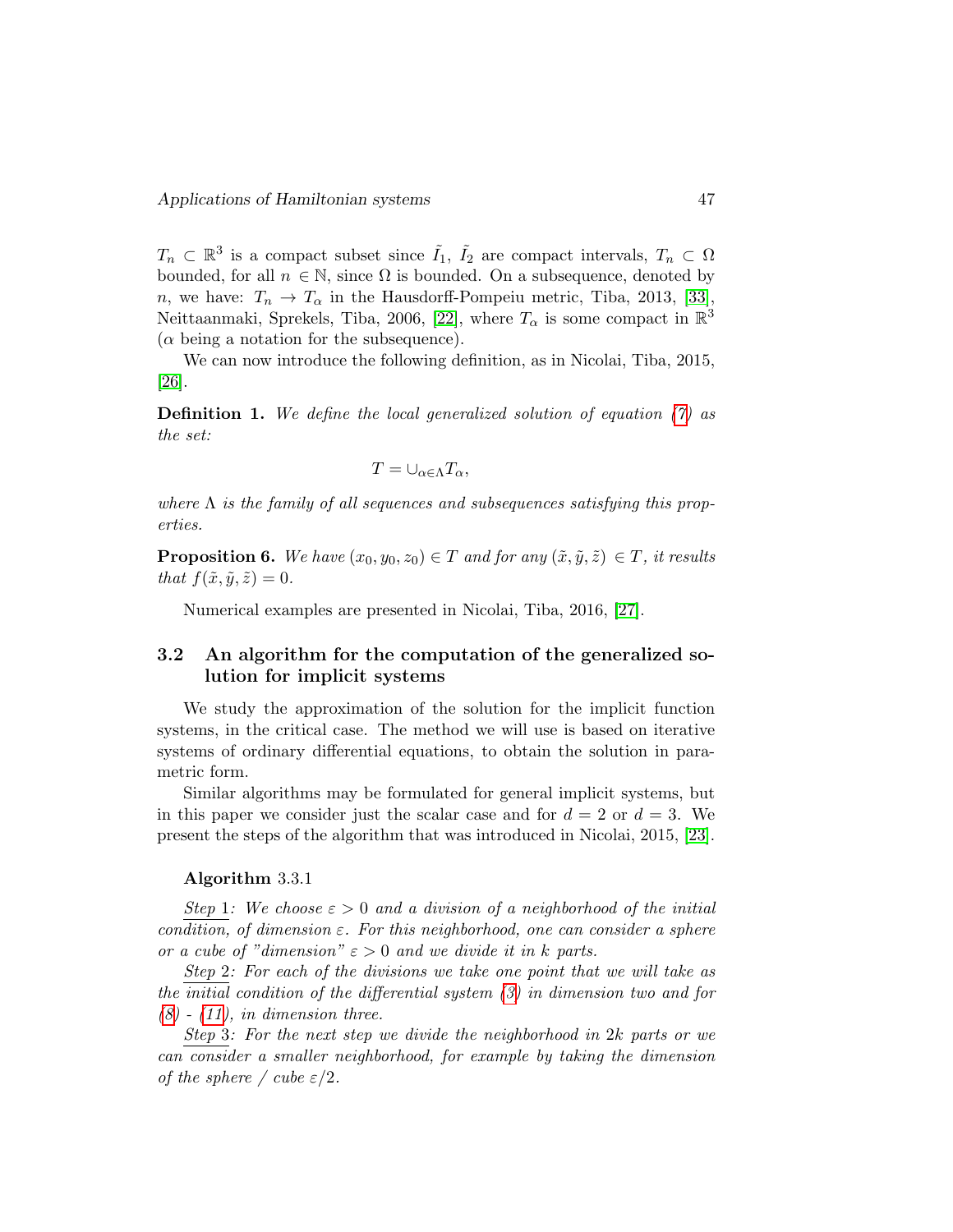$T_n \subset \mathbb{R}^3$ is a compact subset since $\tilde{I}_1$, $\tilde{I}_2$ are compact intervals, $T_n \subset \Omega$ bounded, for all $n \in \mathbb{N}$, since $\Omega$ is bounded. On a subsequence, denoted by $n$, we have: $T_n \to T_\alpha$ in the Hausdorff-Pompeiu metric, Tiba, 2013, [33], Neittaanmaki, Sprekels, Tiba, 2006, [22], where $T_\alpha$ is some compact in $\mathbb{R}^3$ ($\alpha$ being a notation for the subsequence).

We can now introduce the following definition, as in Nicolai, Tiba, 2015, [26].

**Definition 1.** *We define the local generalized solution of equation (7) as the set:*

$$T = \cup_{\alpha \in \Lambda} T_\alpha,$$

*where $\Lambda$ is the family of all sequences and subsequences satisfying this properties.*

**Proposition 6.** *We have $(x_0, y_0, z_0) \in T$ and for any $(\tilde{x}, \tilde{y}, \tilde{z}) \in T$, it results that $f(\tilde{x}, \tilde{y}, \tilde{z}) = 0$.*

Numerical examples are presented in Nicolai, Tiba, 2016, [27].

## 3.2 An algorithm for the computation of the generalized solution for implicit systems

We study the approximation of the solution for the implicit function systems, in the critical case. The method we will use is based on iterative systems of ordinary differential equations, to obtain the solution in parametric form.

Similar algorithms may be formulated for general implicit systems, but in this paper we consider just the scalar case and for $d = 2$ or $d = 3$. We present the steps of the algorithm that was introduced in Nicolai, 2015, [23].

**Algorithm** 3.3.1

Step 1: *We choose $\varepsilon > 0$ and a division of a neighborhood of the initial condition, of dimension $\varepsilon$. For this neighborhood, one can consider a sphere or a cube of "dimension" $\varepsilon > 0$ and we divide it in $k$ parts.*

Step 2: *For each of the divisions we take one point that we will take as the initial condition of the differential system (3) in dimension two and for (8) - (11), in dimension three.*

Step 3: *For the next step we divide the neighborhood in $2k$ parts or we can consider a smaller neighborhood, for example by taking the dimension of the sphere / cube $\varepsilon/2$.*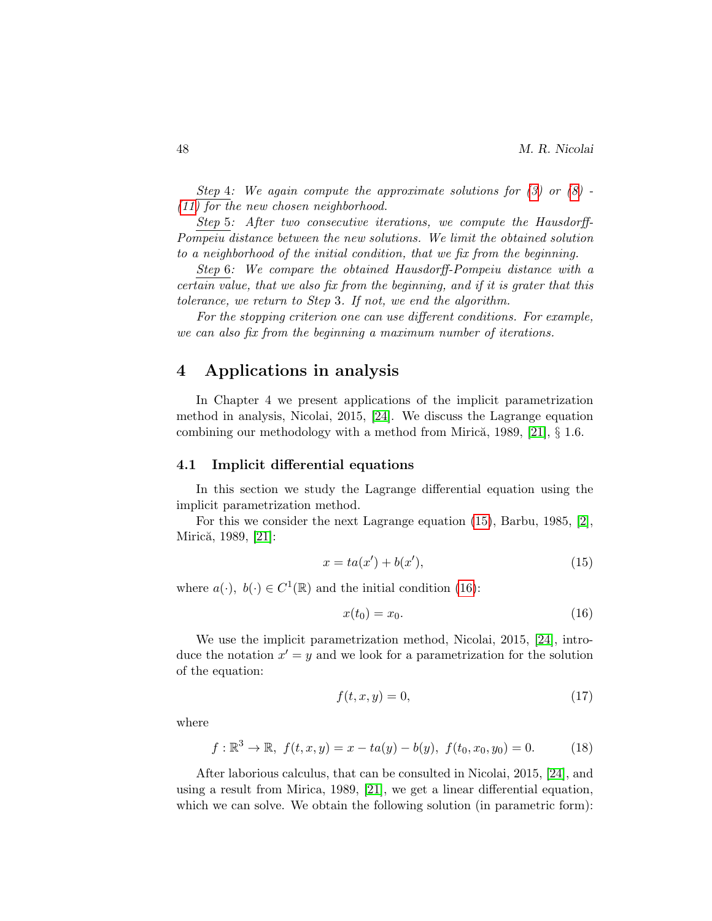*Step 4: We again compute the approximate solutions for (3) or (8) - (11) for the new chosen neighborhood.*

*Step 5: After two consecutive iterations, we compute the Hausdorff-Pompeiu distance between the new solutions. We limit the obtained solution to a neighborhood of the initial condition, that we fix from the beginning.*

*Step 6: We compare the obtained Hausdorff-Pompeiu distance with a certain value, that we also fix from the beginning, and if it is grater that this tolerance, we return to Step 3. If not, we end the algorithm.*

*For the stopping criterion one can use different conditions. For example, we can also fix from the beginning a maximum number of iterations.*

## 4 Applications in analysis

In Chapter 4 we present applications of the implicit parametrization method in analysis, Nicolai, 2015, [24]. We discuss the Lagrange equation combining our methodology with a method from Mirică, 1989, [21], § 1.6.

### 4.1 Implicit differential equations

In this section we study the Lagrange differential equation using the implicit parametrization method.

For this we consider the next Lagrange equation (15), Barbu, 1985, [2], Mirică, 1989, [21]:

$$x = ta(x') + b(x'), \tag{15}$$

where $a(\cdot),\ b(\cdot) \in C^1(\mathbb{R})$ and the initial condition (16):

$$x(t_0) = x_0. \tag{16}$$

We use the implicit parametrization method, Nicolai, 2015, [24], introduce the notation $x' = y$ and we look for a parametrization for the solution of the equation:

$$f(t, x, y) = 0, \tag{17}$$

where

$$f : \mathbb{R}^3 \to \mathbb{R},\ f(t, x, y) = x - ta(y) - b(y),\ f(t_0, x_0, y_0) = 0. \tag{18}$$

After laborious calculus, that can be consulted in Nicolai, 2015, [24], and using a result from Mirica, 1989, [21], we get a linear differential equation, which we can solve. We obtain the following solution (in parametric form):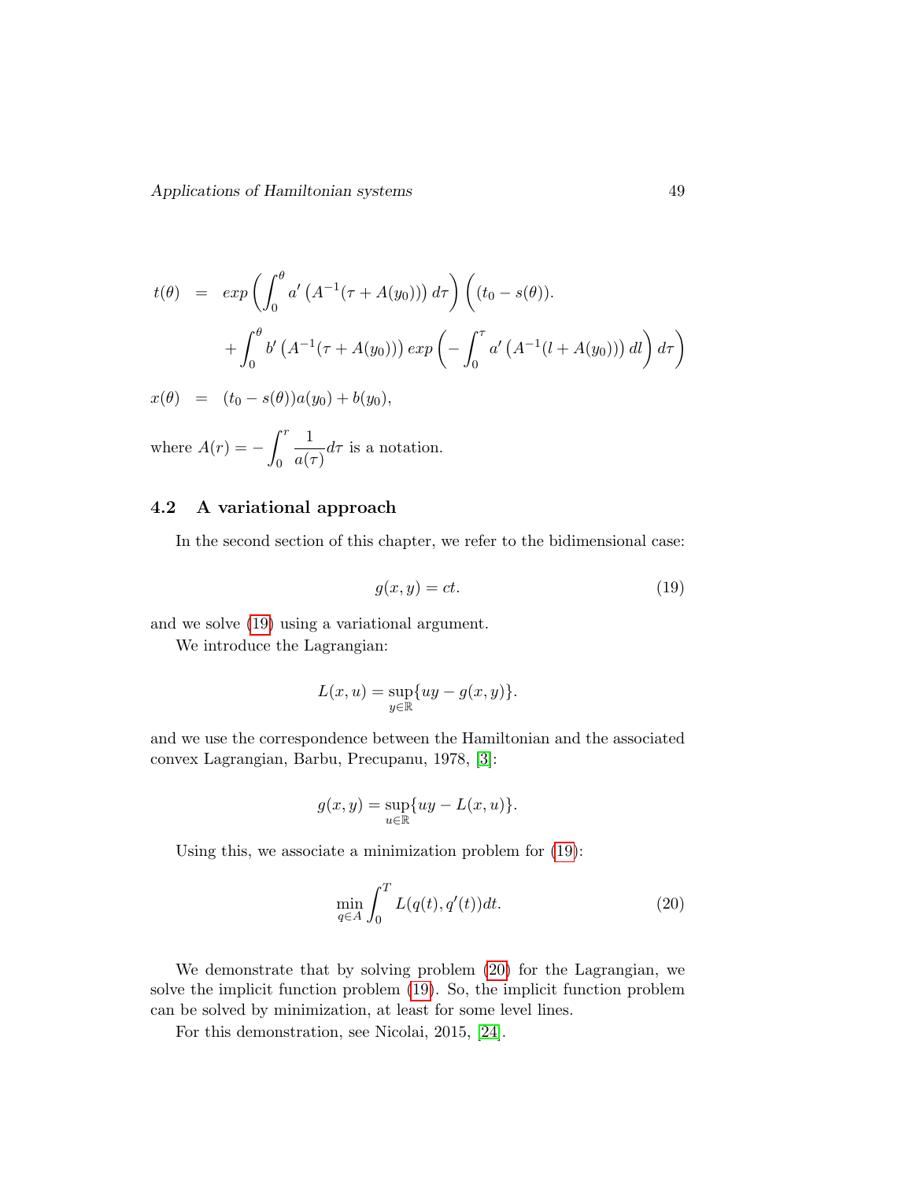$$
\begin{aligned}
t(\theta) &= exp\left(\int_0^\theta a'\left(A^{-1}(\tau + A(y_0))\right)d\tau\right)\left((t_0 - s(\theta)).\right. \\
&\quad \left. + \int_0^\theta b'\left(A^{-1}(\tau + A(y_0))\right) exp\left(-\int_0^\tau a'\left(A^{-1}(l + A(y_0))\right)dl\right)d\tau\right) \\
x(\theta) &= (t_0 - s(\theta))a(y_0) + b(y_0),
\end{aligned}
$$

where $A(r) = -\int_0^r \frac{1}{a(\tau)} d\tau$ is a notation.

## 4.2 A variational approach

In the second section of this chapter, we refer to the bidimensional case:

$$
g(x, y) = ct. \tag{19}
$$

and we solve (19) using a variational argument.

We introduce the Lagrangian:

$$
L(x, u) = \sup_{y \in \mathbb{R}} \{uy - g(x, y)\}.
$$

and we use the correspondence between the Hamiltonian and the associated convex Lagrangian, Barbu, Precupanu, 1978, [3]:

$$
g(x, y) = \sup_{u \in \mathbb{R}} \{uy - L(x, u)\}.
$$

Using this, we associate a minimization problem for (19):

$$
\min_{q \in A} \int_0^T L(q(t), q'(t))dt. \tag{20}
$$

We demonstrate that by solving problem (20) for the Lagrangian, we solve the implicit function problem (19). So, the implicit function problem can be solved by minimization, at least for some level lines.

For this demonstration, see Nicolai, 2015, [24].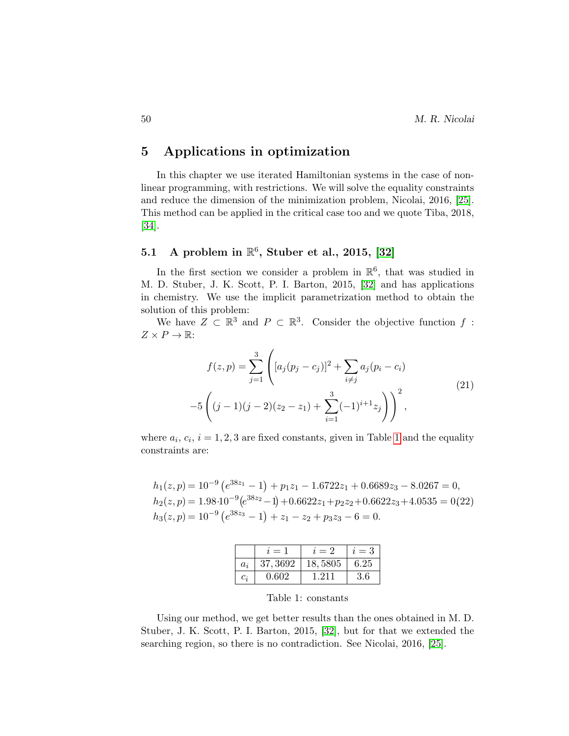## 5 Applications in optimization

In this chapter we use iterated Hamiltonian systems in the case of nonlinear programming, with restrictions. We will solve the equality constraints and reduce the dimension of the minimization problem, Nicolai, 2016, [25]. This method can be applied in the critical case too and we quote Tiba, 2018, [34].

### 5.1 A problem in $\mathbb{R}^6$, Stuber et al., 2015, [32]

In the first section we consider a problem in $\mathbb{R}^6$, that was studied in M. D. Stuber, J. K. Scott, P. I. Barton, 2015, [32] and has applications in chemistry. We use the implicit parametrization method to obtain the solution of this problem:

We have $Z \subset \mathbb{R}^3$ and $P \subset \mathbb{R}^3$. Consider the objective function $f : Z \times P \to \mathbb{R}$:

$$
\begin{aligned}
f(z,p) = \sum_{j=1}^{3} \Bigg( & [a_j(p_j - c_j)]^2 + \sum_{i \neq j} a_j(p_i - c_i) \\
& -5 \left( (j-1)(j-2)(z_2 - z_1) + \sum_{i=1}^{3} (-1)^{i+1} z_j \right) \Bigg)^2,
\end{aligned} \tag{21}
$$

where $a_i$, $c_i$, $i = 1, 2, 3$ are fixed constants, given in Table 1 and the equality constraints are:

$$
\begin{aligned}
h_1(z,p) &= 10^{-9}\left(e^{38z_1} - 1\right) + p_1 z_1 - 1.6722 z_1 + 0.6689 z_3 - 8.0267 = 0, \\
h_2(z,p) &= 1.98 \cdot 10^{-9}\left(e^{38z_2} - 1\right) + 0.6622 z_1 + p_2 z_2 + 0.6622 z_3 + 4.0535 = 0, \\
h_3(z,p) &= 10^{-9}\left(e^{38z_3} - 1\right) + z_1 - z_2 + p_3 z_3 - 6 = 0.
\end{aligned} \tag{22}
$$

|  | $i=1$ | $i=2$ | $i=3$ |
|---|---|---|---|
| $a_i$ | $37,3692$ | $18,5805$ | $6.25$ |
| $c_i$ | $0.602$ | $1.211$ | $3.6$ |

Table 1: constants

Using our method, we get better results than the ones obtained in M. D. Stuber, J. K. Scott, P. I. Barton, 2015, [32], but for that we extended the searching region, so there is no contradiction. See Nicolai, 2016, [25].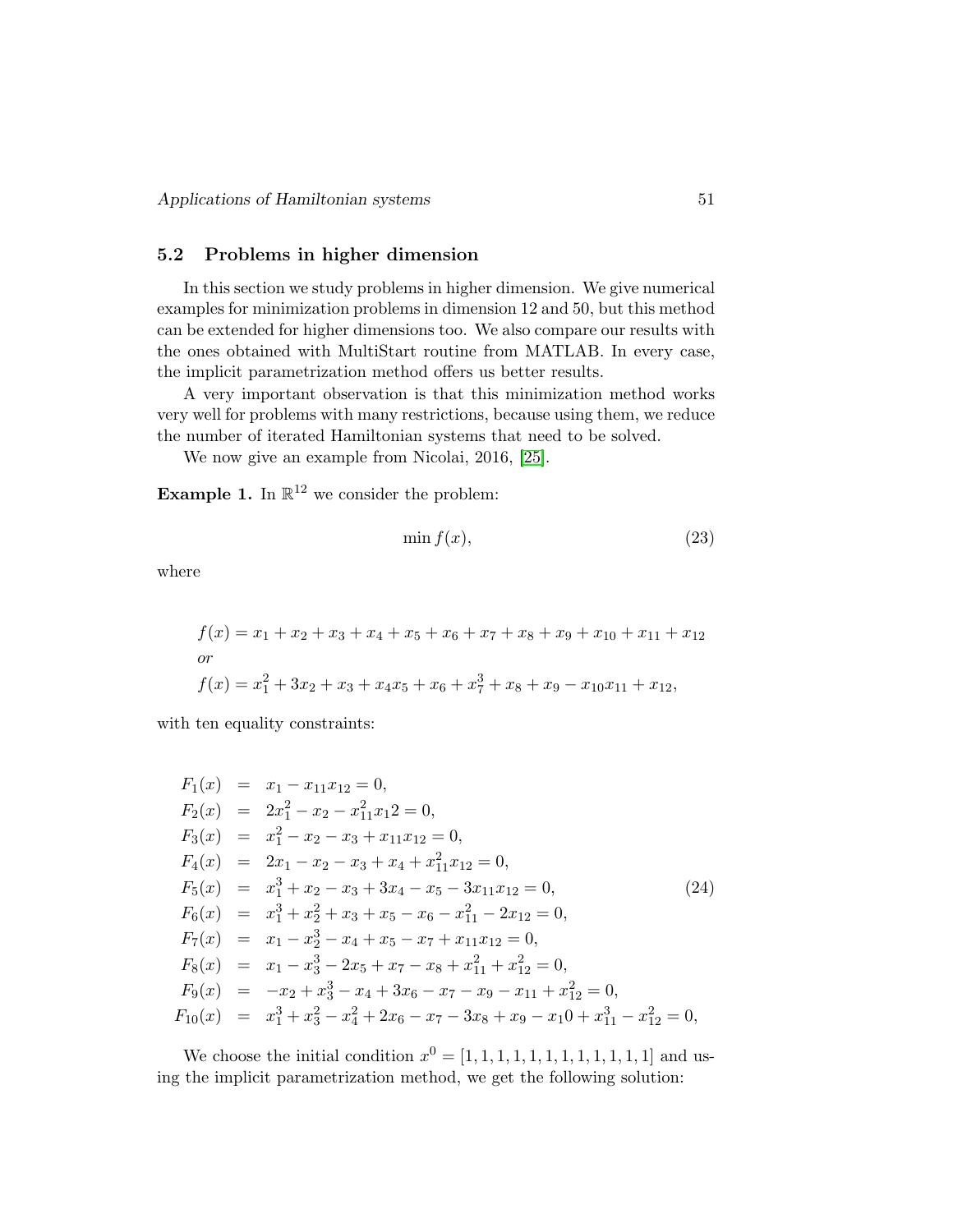## 5.2 Problems in higher dimension

In this section we study problems in higher dimension. We give numerical examples for minimization problems in dimension 12 and 50, but this method can be extended for higher dimensions too. We also compare our results with the ones obtained with MultiStart routine from MATLAB. In every case, the implicit parametrization method offers us better results.

A very important observation is that this minimization method works very well for problems with many restrictions, because using them, we reduce the number of iterated Hamiltonian systems that need to be solved.

We now give an example from Nicolai, 2016, [25].

**Example 1.** In $\mathbb{R}^{12}$ we consider the problem:

$$\min f(x), \tag{23}$$

where

$$\begin{aligned}
&f(x) = x_1 + x_2 + x_3 + x_4 + x_5 + x_6 + x_7 + x_8 + x_9 + x_{10} + x_{11} + x_{12} \\
&\textit{or} \\
&f(x) = x_1^2 + 3x_2 + x_3 + x_4 x_5 + x_6 + x_7^3 + x_8 + x_9 - x_{10} x_{11} + x_{12},
\end{aligned}$$

with ten equality constraints:

$$\begin{aligned}
F_1(x) &= x_1 - x_{11}x_{12} = 0, \\
F_2(x) &= 2x_1^2 - x_2 - x_{11}^2 x_1 2 = 0, \\
F_3(x) &= x_1^2 - x_2 - x_3 + x_{11}x_{12} = 0, \\
F_4(x) &= 2x_1 - x_2 - x_3 + x_4 + x_{11}^2 x_{12} = 0, \\
F_5(x) &= x_1^3 + x_2 - x_3 + 3x_4 - x_5 - 3x_{11}x_{12} = 0, \\
F_6(x) &= x_1^3 + x_2^2 + x_3 + x_5 - x_6 - x_{11}^2 - 2x_{12} = 0, \\
F_7(x) &= x_1 - x_2^3 - x_4 + x_5 - x_7 + x_{11}x_{12} = 0, \\
F_8(x) &= x_1 - x_3^3 - 2x_5 + x_7 - x_8 + x_{11}^2 + x_{12}^2 = 0, \\
F_9(x) &= -x_2 + x_3^3 - x_4 + 3x_6 - x_7 - x_9 - x_{11} + x_{12}^2 = 0, \\
F_{10}(x) &= x_1^3 + x_3^2 - x_4^2 + 2x_6 - x_7 - 3x_8 + x_9 - x_1 0 + x_{11}^3 - x_{12}^2 = 0,
\end{aligned} \tag{24}$$

We choose the initial condition $x^0 = [1, 1, 1, 1, 1, 1, 1, 1, 1, 1, 1, 1]$ and using the implicit parametrization method, we get the following solution: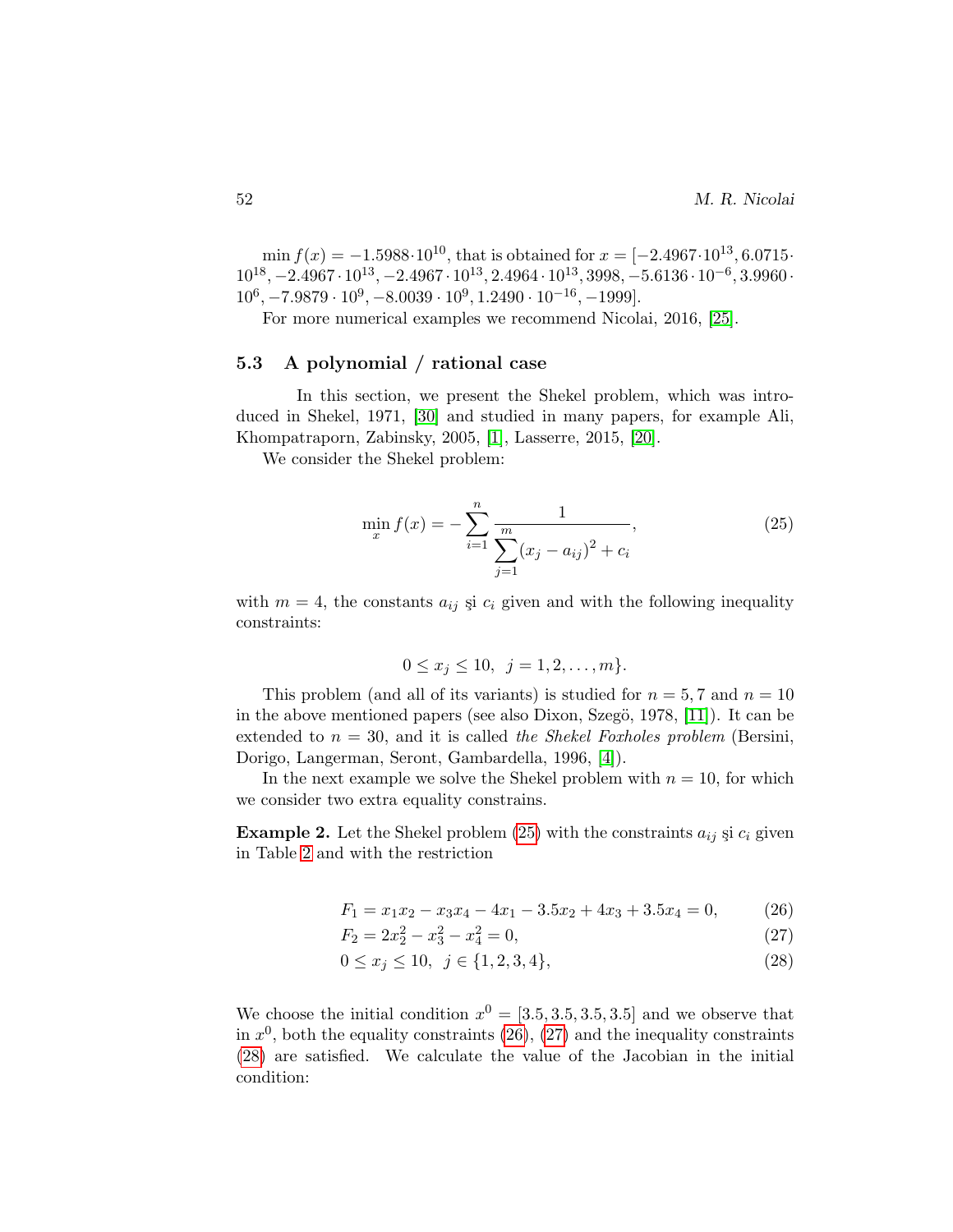$\min f(x) = -1.5988 \cdot 10^{10}$, that is obtained for $x = [-2.4967 \cdot 10^{13}, 6.0715 \cdot 10^{18}, -2.4967 \cdot 10^{13}, -2.4967 \cdot 10^{13}, 2.4964 \cdot 10^{13}, 3998, -5.6136 \cdot 10^{-6}, 3.9960 \cdot 10^{6}, -7.9879 \cdot 10^{9}, -8.0039 \cdot 10^{9}, 1.2490 \cdot 10^{-16}, -1999]$.

For more numerical examples we recommend Nicolai, 2016, [25].

### 5.3 A polynomial / rational case

In this section, we present the Shekel problem, which was introduced in Shekel, 1971, [30] and studied in many papers, for example Ali, Khompatraporn, Zabinsky, 2005, [1], Lasserre, 2015, [20].

We consider the Shekel problem:

$$\min_x f(x) = -\sum_{i=1}^{n} \frac{1}{\sum_{j=1}^{m} (x_j - a_{ij})^2 + c_i}, \tag{25}$$

with $m = 4$, the constants $a_{ij}$ şi $c_i$ given and with the following inequality constraints:

$$0 \leq x_j \leq 10, \;\; j = 1, 2, \ldots, m\}.$$

This problem (and all of its variants) is studied for $n = 5, 7$ and $n = 10$ in the above mentioned papers (see also Dixon, Szegö, 1978, [11]). It can be extended to $n = 30$, and it is called *the Shekel Foxholes problem* (Bersini, Dorigo, Langerman, Seront, Gambardella, 1996, [4]).

In the next example we solve the Shekel problem with $n = 10$, for which we consider two extra equality constrains.

**Example 2.** Let the Shekel problem (25) with the constraints $a_{ij}$ şi $c_i$ given in Table 2 and with the restriction

$$F_1 = x_1 x_2 - x_3 x_4 - 4x_1 - 3.5x_2 + 4x_3 + 3.5x_4 = 0, \tag{26}$$

$$F_2 = 2x_2^2 - x_3^2 - x_4^2 = 0, \tag{27}$$

$$0 \leq x_j \leq 10, \;\; j \in \{1, 2, 3, 4\}, \tag{28}$$

We choose the initial condition $x^0 = [3.5, 3.5, 3.5, 3.5]$ and we observe that in $x^0$, both the equality constraints (26), (27) and the inequality constraints (28) are satisfied. We calculate the value of the Jacobian in the initial condition: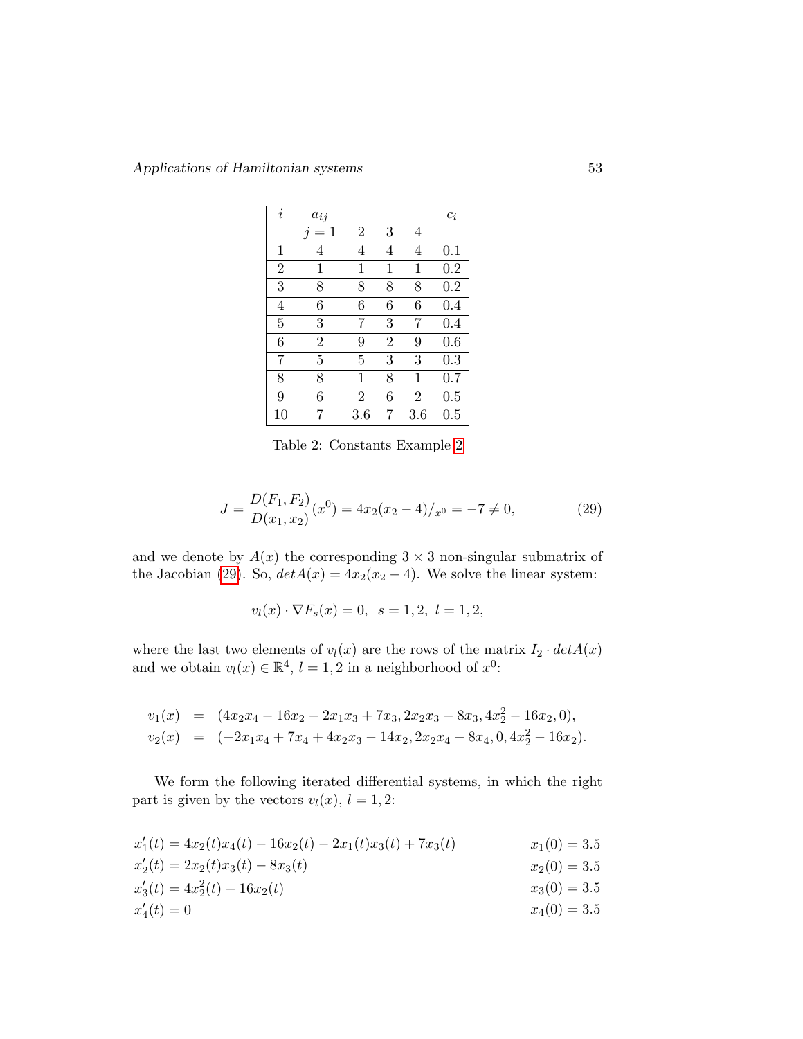| $i$ | $a_{ij}$ | | | | $c_i$ |
|---|---|---|---|---|---|
| | $j=1$ | 2 | 3 | 4 | |
| 1 | 4 | 4 | 4 | 4 | 0.1 |
| 2 | 1 | 1 | 1 | 1 | 0.2 |
| 3 | 8 | 8 | 8 | 8 | 0.2 |
| 4 | 6 | 6 | 6 | 6 | 0.4 |
| 5 | 3 | 7 | 3 | 7 | 0.4 |
| 6 | 2 | 9 | 2 | 9 | 0.6 |
| 7 | 5 | 5 | 3 | 3 | 0.3 |
| 8 | 8 | 1 | 8 | 1 | 0.7 |
| 9 | 6 | 2 | 6 | 2 | 0.5 |
| 10 | 7 | 3.6 | 7 | 3.6 | 0.5 |

Table 2: Constants Example 2

$$J = \frac{D(F_1, F_2)}{D(x_1, x_2)}(x^0) = 4x_2(x_2 - 4)/_{x^0} = -7 \neq 0, \tag{29}$$

and we denote by $A(x)$ the corresponding $3 \times 3$ non-singular submatrix of the Jacobian (29). So, $detA(x) = 4x_2(x_2 - 4)$. We solve the linear system:

$$v_l(x) \cdot \nabla F_s(x) = 0, \;\; s = 1, 2, \;\; l = 1, 2,$$

where the last two elements of $v_l(x)$ are the rows of the matrix $I_2 \cdot detA(x)$ and we obtain $v_l(x) \in \mathbb{R}^4$, $l = 1, 2$ in a neighborhood of $x^0$:

$$\begin{aligned}
v_1(x) &= (4x_2x_4 - 16x_2 - 2x_1x_3 + 7x_3, 2x_2x_3 - 8x_3, 4x_2^2 - 16x_2, 0), \\
v_2(x) &= (-2x_1x_4 + 7x_4 + 4x_2x_3 - 14x_2, 2x_2x_4 - 8x_4, 0, 4x_2^2 - 16x_2).
\end{aligned}$$

We form the following iterated differential systems, in which the right part is given by the vectors $v_l(x)$, $l = 1, 2$:

$$\begin{aligned}
&x_1'(t) = 4x_2(t)x_4(t) - 16x_2(t) - 2x_1(t)x_3(t) + 7x_3(t) && x_1(0) = 3.5 \\
&x_2'(t) = 2x_2(t)x_3(t) - 8x_3(t) && x_2(0) = 3.5 \\
&x_3'(t) = 4x_2^2(t) - 16x_2(t) && x_3(0) = 3.5 \\
&x_4'(t) = 0 && x_4(0) = 3.5
\end{aligned}$$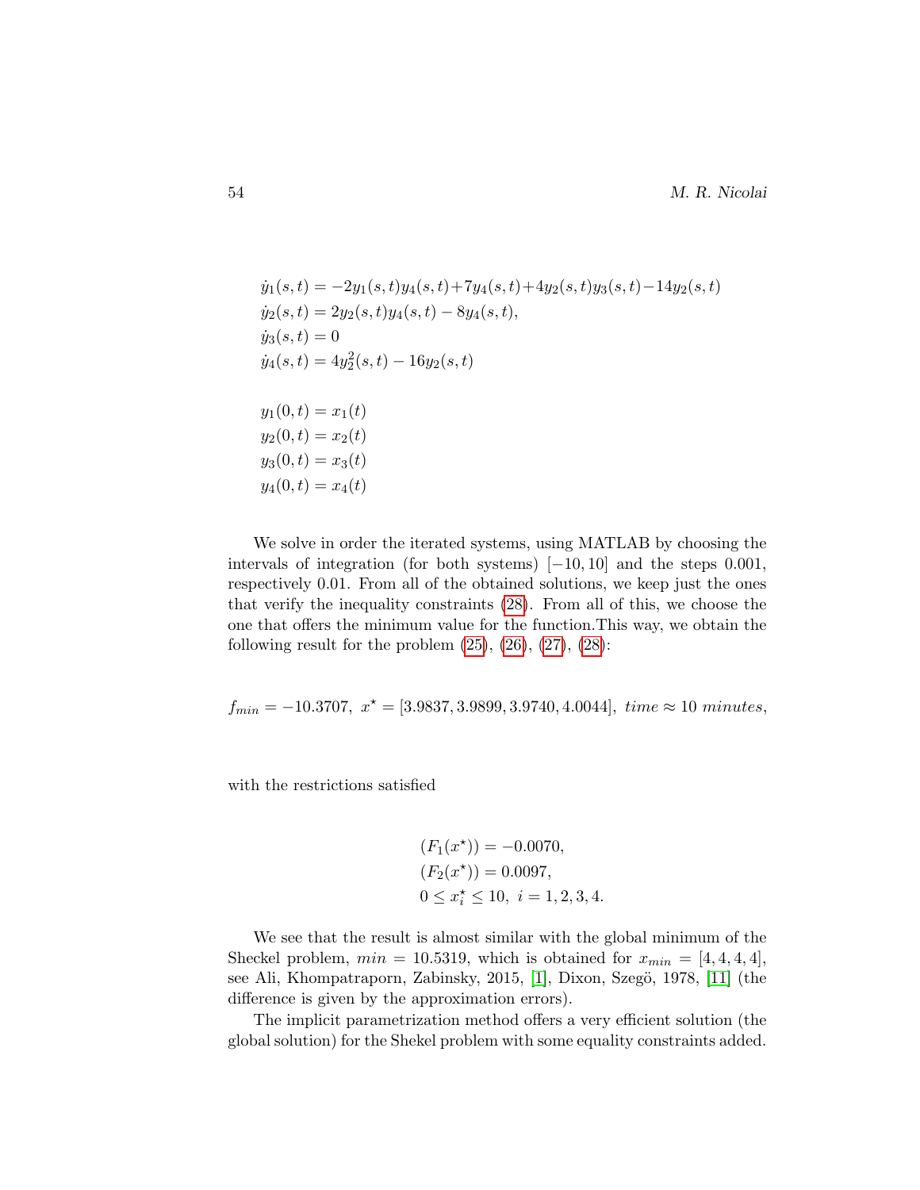$$
\begin{aligned}
&\dot{y}_1(s,t) = -2y_1(s,t)y_4(s,t)+7y_4(s,t)+4y_2(s,t)y_3(s,t)-14y_2(s,t)\\
&\dot{y}_2(s,t) = 2y_2(s,t)y_4(s,t) - 8y_4(s,t),\\
&\dot{y}_3(s,t) = 0\\
&\dot{y}_4(s,t) = 4y_2^2(s,t) - 16y_2(s,t)
\end{aligned}
$$

$$
\begin{aligned}
&y_1(0,t) = x_1(t)\\
&y_2(0,t) = x_2(t)\\
&y_3(0,t) = x_3(t)\\
&y_4(0,t) = x_4(t)
\end{aligned}
$$

We solve in order the iterated systems, using MATLAB by choosing the intervals of integration (for both systems) $[-10, 10]$ and the steps 0.001, respectively 0.01. From all of the obtained solutions, we keep just the ones that verify the inequality constraints (28). From all of this, we choose the one that offers the minimum value for the function.This way, we obtain the following result for the problem (25), (26), (27), (28):

$$
f_{min} = -10.3707,\ x^\star = [3.9837, 3.9899, 3.9740, 4.0044],\ time \approx 10\ minutes,
$$

with the restrictions satisfied

$$
\begin{aligned}
&(F_1(x^\star)) = -0.0070,\\
&(F_2(x^\star)) = 0.0097,\\
&0 \leq x_i^\star \leq 10,\ i = 1, 2, 3, 4.
\end{aligned}
$$

We see that the result is almost similar with the global minimum of the Sheckel problem, $min = 10.5319$, which is obtained for $x_{min} = [4, 4, 4, 4]$, see Ali, Khompatraporn, Zabinsky, 2015, [1], Dixon, Szegö, 1978, [11] (the difference is given by the approximation errors).

The implicit parametrization method offers a very efficient solution (the global solution) for the Shekel problem with some equality constraints added.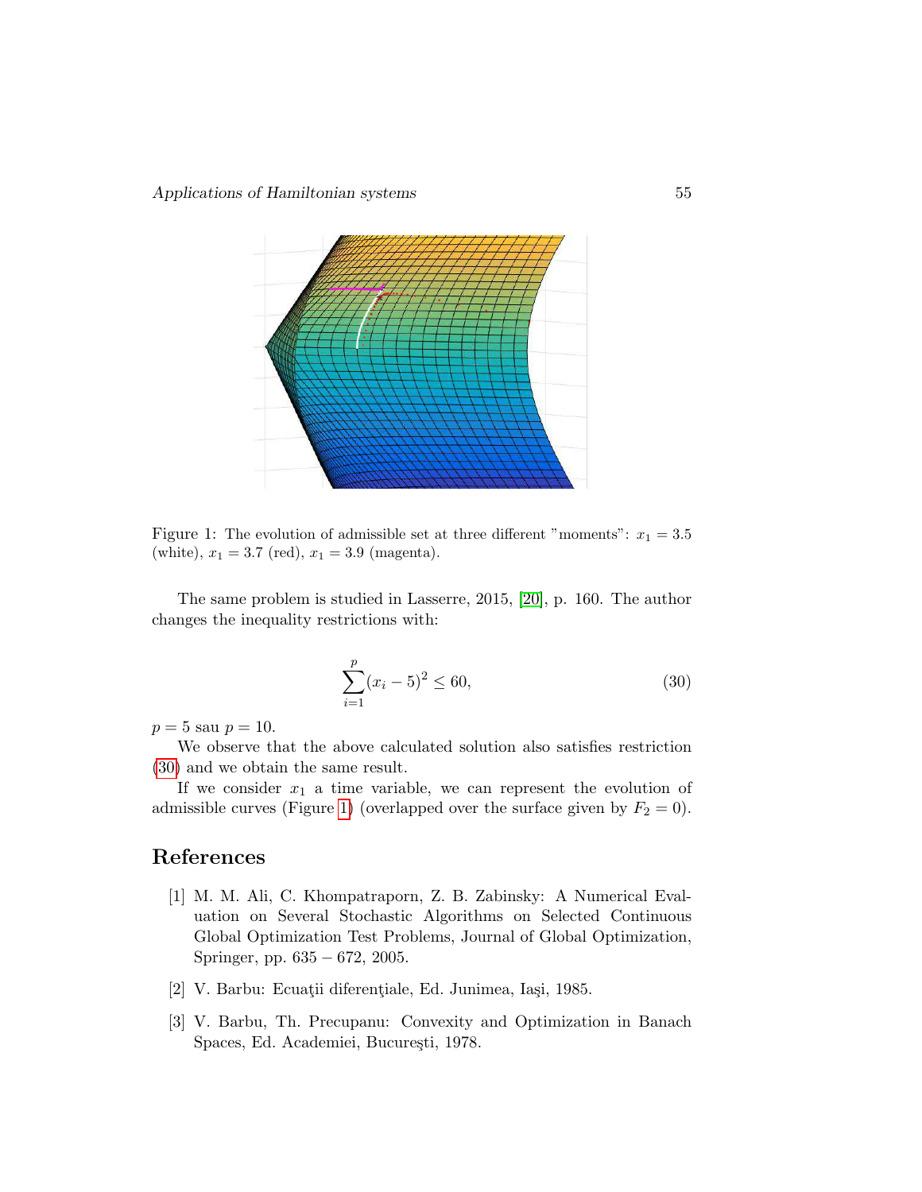Figure 1: The evolution of admissible set at three different "moments": $x_1 = 3.5$ (white), $x_1 = 3.7$ (red), $x_1 = 3.9$ (magenta).

The same problem is studied in Lasserre, 2015, [20], p. 160. The author changes the inequality restrictions with:

$$\sum_{i=1}^{p} (x_i - 5)^2 \leq 60, \tag{30}$$

$p = 5$ sau $p = 10$.

We observe that the above calculated solution also satisfies restriction (30) and we obtain the same result.

If we consider $x_1$ a time variable, we can represent the evolution of admissible curves (Figure 1) (overlapped over the surface given by $F_2 = 0$).

## References

[1] M. M. Ali, C. Khompatraporn, Z. B. Zabinsky: A Numerical Evaluation on Several Stochastic Algorithms on Selected Continuous Global Optimization Test Problems, Journal of Global Optimization, Springer, pp. 635 − 672, 2005.

[2] V. Barbu: Ecuaţii diferenţiale, Ed. Junimea, Iaşi, 1985.

[3] V. Barbu, Th. Precupanu: Convexity and Optimization in Banach Spaces, Ed. Academiei, Bucureşti, 1978.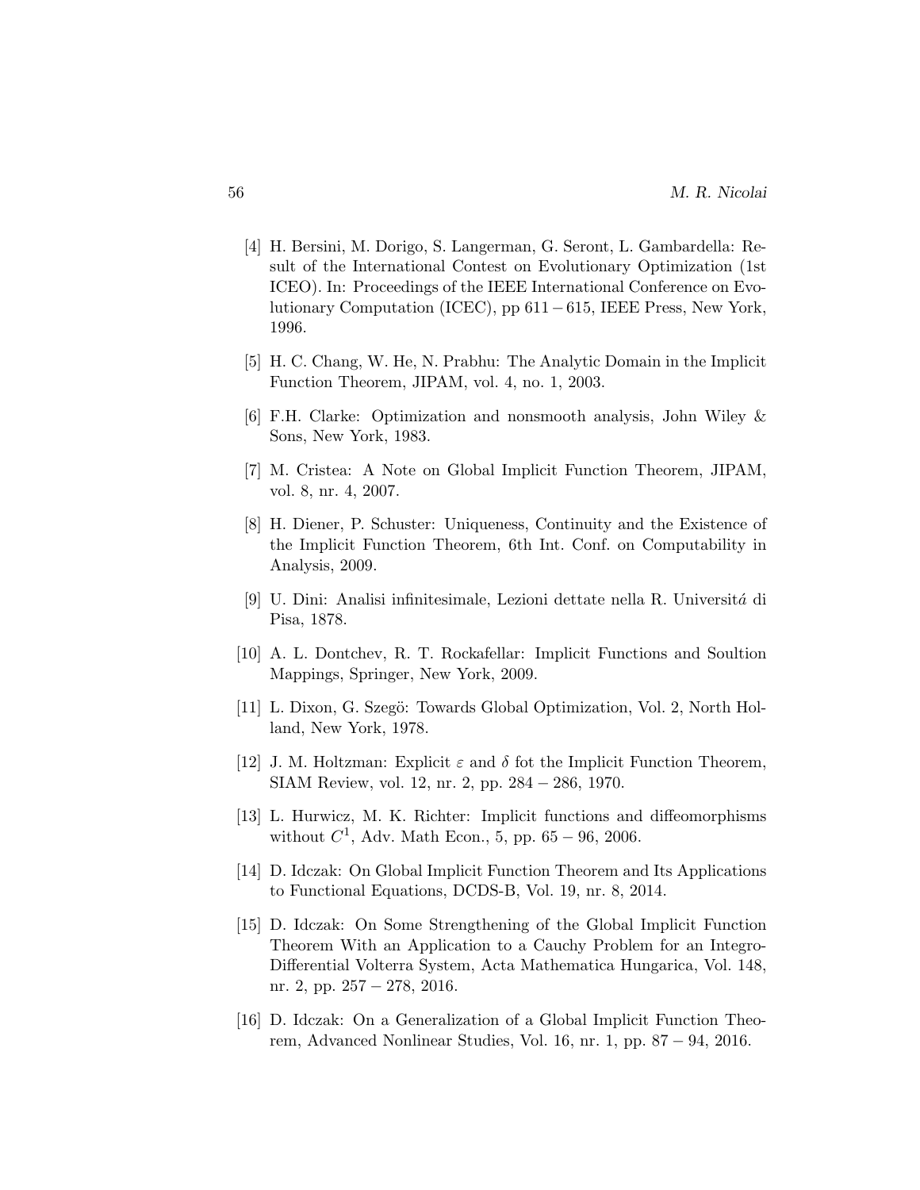[4] H. Bersini, M. Dorigo, S. Langerman, G. Seront, L. Gambardella: Result of the International Contest on Evolutionary Optimization (1st ICEO). In: Proceedings of the IEEE International Conference on Evolutionary Computation (ICEC), pp $611 - 615$, IEEE Press, New York, 1996.

[5] H. C. Chang, W. He, N. Prabhu: The Analytic Domain in the Implicit Function Theorem, JIPAM, vol. 4, no. 1, 2003.

[6] F.H. Clarke: Optimization and nonsmooth analysis, John Wiley & Sons, New York, 1983.

[7] M. Cristea: A Note on Global Implicit Function Theorem, JIPAM, vol. 8, nr. 4, 2007.

[8] H. Diener, P. Schuster: Uniqueness, Continuity and the Existence of the Implicit Function Theorem, 6th Int. Conf. on Computability in Analysis, 2009.

[9] U. Dini: Analisi infinitesimale, Lezioni dettate nella R. Universitá di Pisa, 1878.

[10] A. L. Dontchev, R. T. Rockafellar: Implicit Functions and Soultion Mappings, Springer, New York, 2009.

[11] L. Dixon, G. Szegö: Towards Global Optimization, Vol. 2, North Holland, New York, 1978.

[12] J. M. Holtzman: Explicit $\varepsilon$ and $\delta$ fot the Implicit Function Theorem, SIAM Review, vol. 12, nr. 2, pp. $284 - 286$, 1970.

[13] L. Hurwicz, M. K. Richter: Implicit functions and diffeomorphisms without $C^1$, Adv. Math Econ., 5, pp. $65 - 96$, 2006.

[14] D. Idczak: On Global Implicit Function Theorem and Its Applications to Functional Equations, DCDS-B, Vol. 19, nr. 8, 2014.

[15] D. Idczak: On Some Strengthening of the Global Implicit Function Theorem With an Application to a Cauchy Problem for an Integro-Differential Volterra System, Acta Mathematica Hungarica, Vol. 148, nr. 2, pp. $257 - 278$, 2016.

[16] D. Idczak: On a Generalization of a Global Implicit Function Theorem, Advanced Nonlinear Studies, Vol. 16, nr. 1, pp. $87 - 94$, 2016.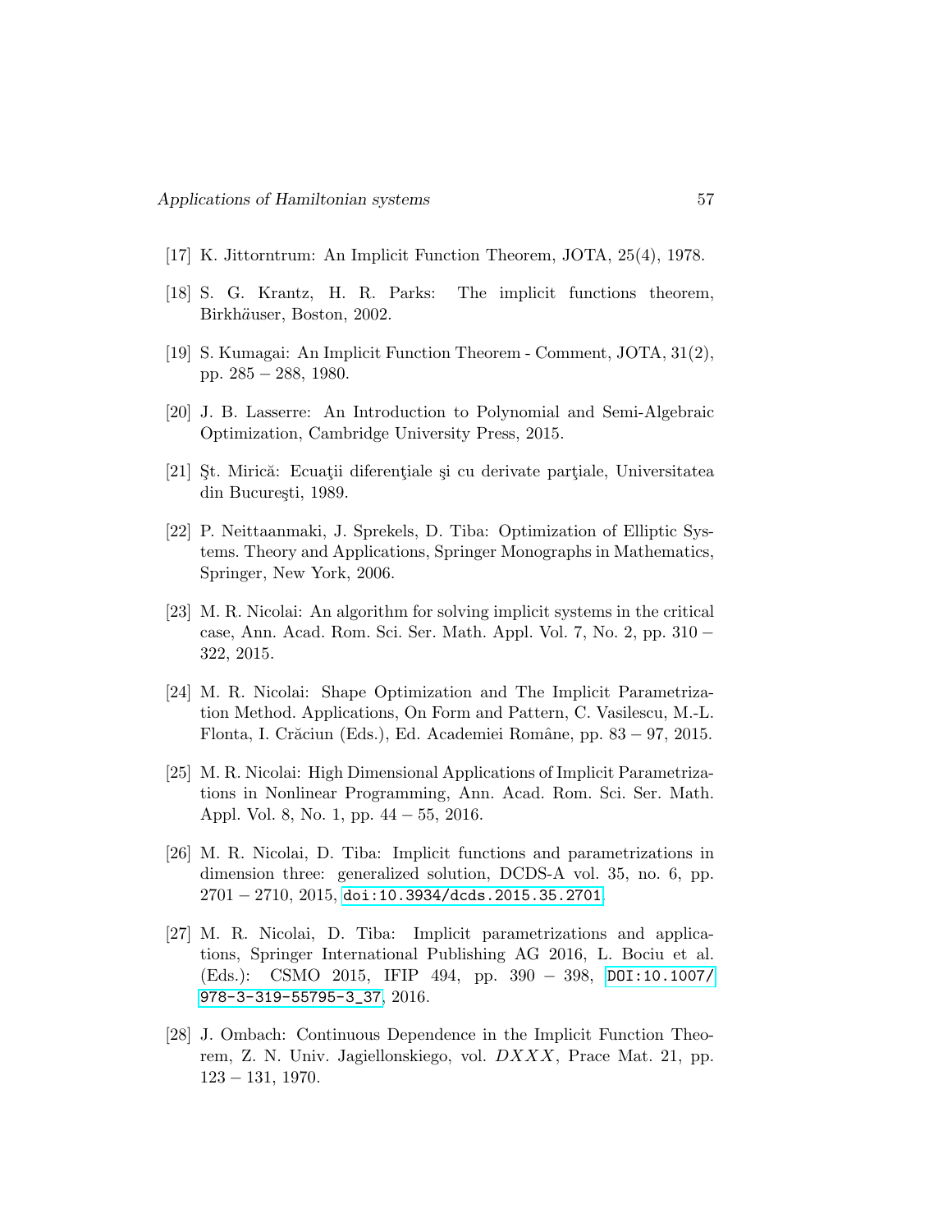[17] K. Jittorntrum: An Implicit Function Theorem, JOTA, 25(4), 1978.

[18] S. G. Krantz, H. R. Parks: The implicit functions theorem, Birkhăuser, Boston, 2002.

[19] S. Kumagai: An Implicit Function Theorem - Comment, JOTA, 31(2), pp. $285-288$, 1980.

[20] J. B. Lasserre: An Introduction to Polynomial and Semi-Algebraic Optimization, Cambridge University Press, 2015.

[21] Şt. Mirică: Ecuaţii diferenţiale şi cu derivate parţiale, Universitatea din Bucureşti, 1989.

[22] P. Neittaanmaki, J. Sprekels, D. Tiba: Optimization of Elliptic Systems. Theory and Applications, Springer Monographs in Mathematics, Springer, New York, 2006.

[23] M. R. Nicolai: An algorithm for solving implicit systems in the critical case, Ann. Acad. Rom. Sci. Ser. Math. Appl. Vol. 7, No. 2, pp. $310-322$, 2015.

[24] M. R. Nicolai: Shape Optimization and The Implicit Parametrization Method. Applications, On Form and Pattern, C. Vasilescu, M.-L. Flonta, I. Crăciun (Eds.), Ed. Academiei Române, pp. $83-97$, 2015.

[25] M. R. Nicolai: High Dimensional Applications of Implicit Parametrizations in Nonlinear Programming, Ann. Acad. Rom. Sci. Ser. Math. Appl. Vol. 8, No. 1, pp. $44-55$, 2016.

[26] M. R. Nicolai, D. Tiba: Implicit functions and parametrizations in dimension three: generalized solution, DCDS-A vol. 35, no. 6, pp. $2701-2710$, 2015, doi:10.3934/dcds.2015.35.2701.

[27] M. R. Nicolai, D. Tiba: Implicit parametrizations and applications, Springer International Publishing AG 2016, L. Bociu et al. (Eds.): CSMO 2015, IFIP 494, pp. $390-398$, DOI:10.1007/978-3-319-55795-3_37, 2016.

[28] J. Ombach: Continuous Dependence in the Implicit Function Theorem, Z. N. Univ. Jagiellonskiego, vol. $DXXX$, Prace Mat. 21, pp. $123-131$, 1970.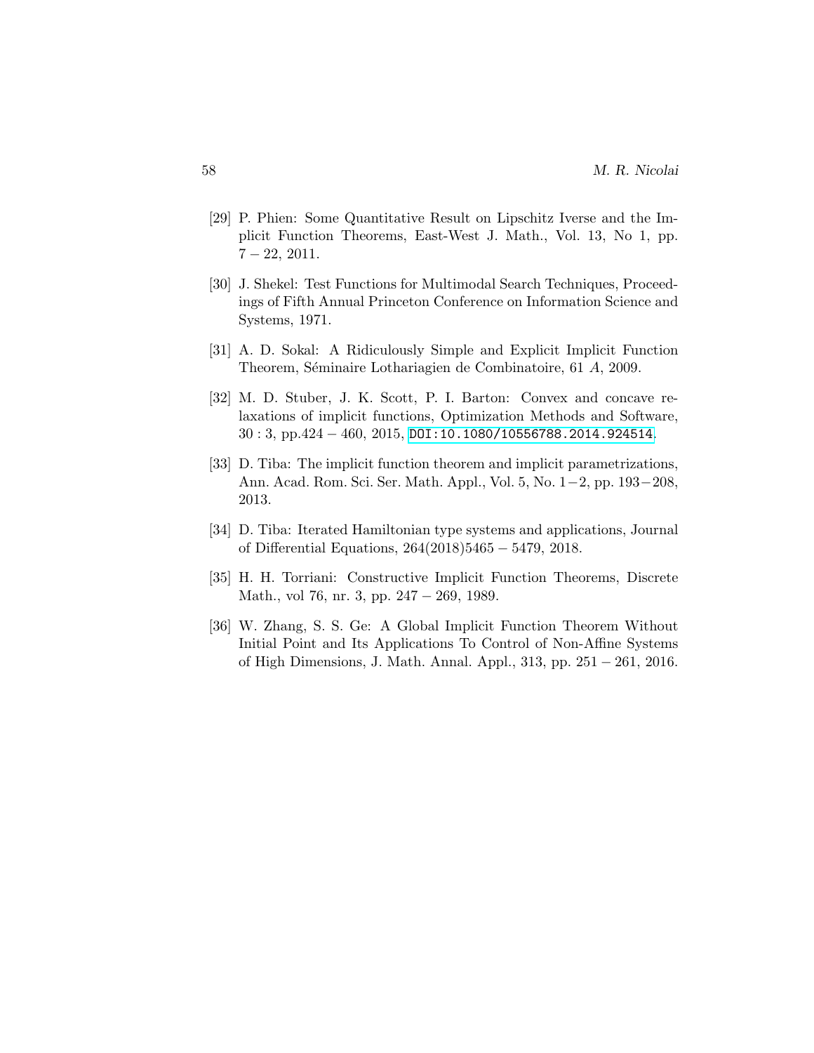[29] P. Phien: Some Quantitative Result on Lipschitz Iverse and the Implicit Function Theorems, East-West J. Math., Vol. 13, No 1, pp. $7-22$, 2011.

[30] J. Shekel: Test Functions for Multimodal Search Techniques, Proceedings of Fifth Annual Princeton Conference on Information Science and Systems, 1971.

[31] A. D. Sokal: A Ridiculously Simple and Explicit Implicit Function Theorem, Séminaire Lothariagien de Combinatoire, 61 *A*, 2009.

[32] M. D. Stuber, J. K. Scott, P. I. Barton: Convex and concave relaxations of implicit functions, Optimization Methods and Software, $30:3$, pp.$424-460$, 2015, DOI:10.1080/10556788.2014.924514.

[33] D. Tiba: The implicit function theorem and implicit parametrizations, Ann. Acad. Rom. Sci. Ser. Math. Appl., Vol. 5, No. $1-2$, pp. $193-208$, 2013.

[34] D. Tiba: Iterated Hamiltonian type systems and applications, Journal of Differential Equations, $264(2018)5465-5479$, 2018.

[35] H. H. Torriani: Constructive Implicit Function Theorems, Discrete Math., vol 76, nr. 3, pp. $247-269$, 1989.

[36] W. Zhang, S. S. Ge: A Global Implicit Function Theorem Without Initial Point and Its Applications To Control of Non-Affine Systems of High Dimensions, J. Math. Annal. Appl., 313, pp. $251-261$, 2016.